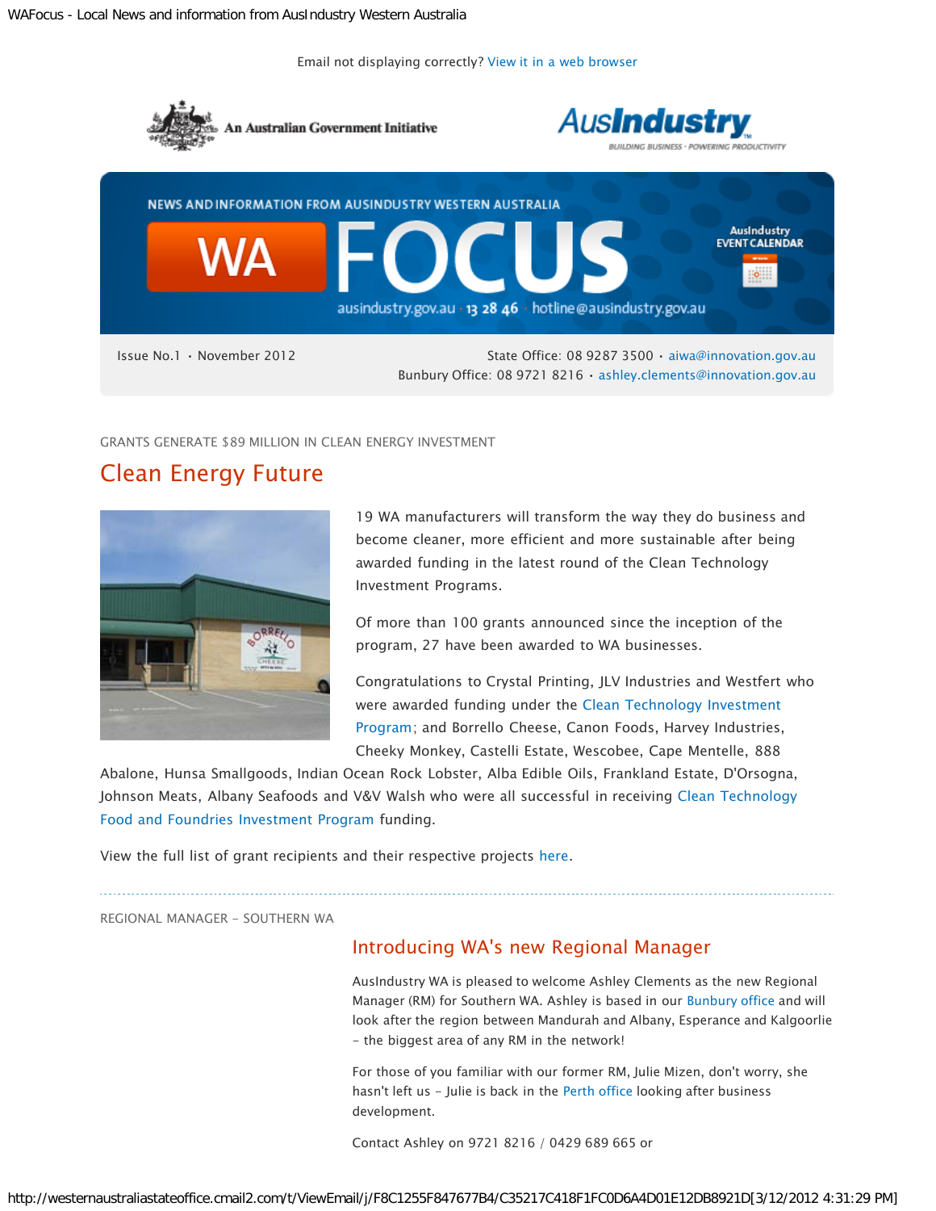Email not displaying correctly? View it in a web browser

An Australian Government Initiative

AusIndustry

BUILDING BUSINESS · POWERING PRODUCTIVITY

NEWS AND INFORMATION FROM AUSINDUSTRY WESTERN AUSTRALIA

# WA FOCUS

ausindustry.gov.au · 13 28 46 · hotline@ausindustry.gov.au

AusIndustry EVENT CALENDAR

Issue No.1 · November 2012

State Office: 08 9287 3500 · aiwa@innovation.gov.au
Bunbury Office: 08 9721 8216 · ashley.clements@innovation.gov.au

GRANTS GENERATE $89 MILLION IN CLEAN ENERGY INVESTMENT

## Clean Energy Future

19 WA manufacturers will transform the way they do business and become cleaner, more efficient and more sustainable after being awarded funding in the latest round of the Clean Technology Investment Programs.

Of more than 100 grants announced since the inception of the program, 27 have been awarded to WA businesses.

Congratulations to Crystal Printing, JLV Industries and Westfert who were awarded funding under the Clean Technology Investment Program; and Borrello Cheese, Canon Foods, Harvey Industries, Cheeky Monkey, Castelli Estate, Wescobee, Cape Mentelle, 888 Abalone, Hunsa Smallgoods, Indian Ocean Rock Lobster, Alba Edible Oils, Frankland Estate, D'Orsogna, Johnson Meats, Albany Seafoods and V&V Walsh who were all successful in receiving Clean Technology Food and Foundries Investment Program funding.

View the full list of grant recipients and their respective projects here.

---

REGIONAL MANAGER – SOUTHERN WA

## Introducing WA's new Regional Manager

AusIndustry WA is pleased to welcome Ashley Clements as the new Regional Manager (RM) for Southern WA. Ashley is based in our Bunbury office and will look after the region between Mandurah and Albany, Esperance and Kalgoorlie – the biggest area of any RM in the network!

For those of you familiar with our former RM, Julie Mizen, don't worry, she hasn't left us – Julie is back in the Perth office looking after business development.

Contact Ashley on 9721 8216 / 0429 689 665 or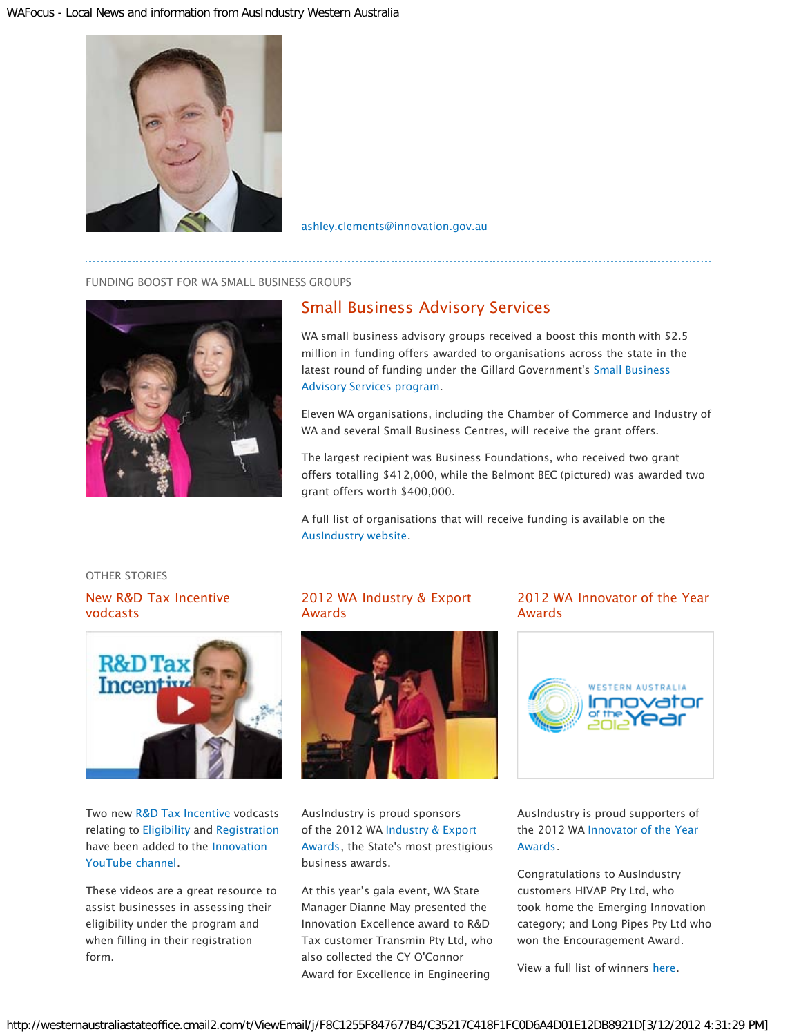ashley.clements@innovation.gov.au

---

FUNDING BOOST FOR WA SMALL BUSINESS GROUPS

## Small Business Advisory Services

WA small business advisory groups received a boost this month with $2.5 million in funding offers awarded to organisations across the state in the latest round of funding under the Gillard Government's Small Business Advisory Services program.

Eleven WA organisations, including the Chamber of Commerce and Industry of WA and several Small Business Centres, will receive the grant offers.

The largest recipient was Business Foundations, who received two grant offers totalling $412,000, while the Belmont BEC (pictured) was awarded two grant offers worth $400,000.

A full list of organisations that will receive funding is available on the AusIndustry website.

---

OTHER STORIES

### New R&D Tax Incentive vodcasts

Two new R&D Tax Incentive vodcasts relating to Eligibility and Registration have been added to the Innovation YouTube channel.

These videos are a great resource to assist businesses in assessing their eligibility under the program and when filling in their registration form.

### 2012 WA Industry & Export Awards

AusIndustry is proud sponsors of the 2012 WA Industry & Export Awards, the State's most prestigious business awards.

At this year's gala event, WA State Manager Dianne May presented the Innovation Excellence award to R&D Tax customer Transmin Pty Ltd, who also collected the CY O'Connor Award for Excellence in Engineering

### 2012 WA Innovator of the Year Awards

AusIndustry is proud supporters of the 2012 WA Innovator of the Year Awards.

Congratulations to AusIndustry customers HIVAP Pty Ltd, who took home the Emerging Innovation category; and Long Pipes Pty Ltd who won the Encouragement Award.

View a full list of winners here.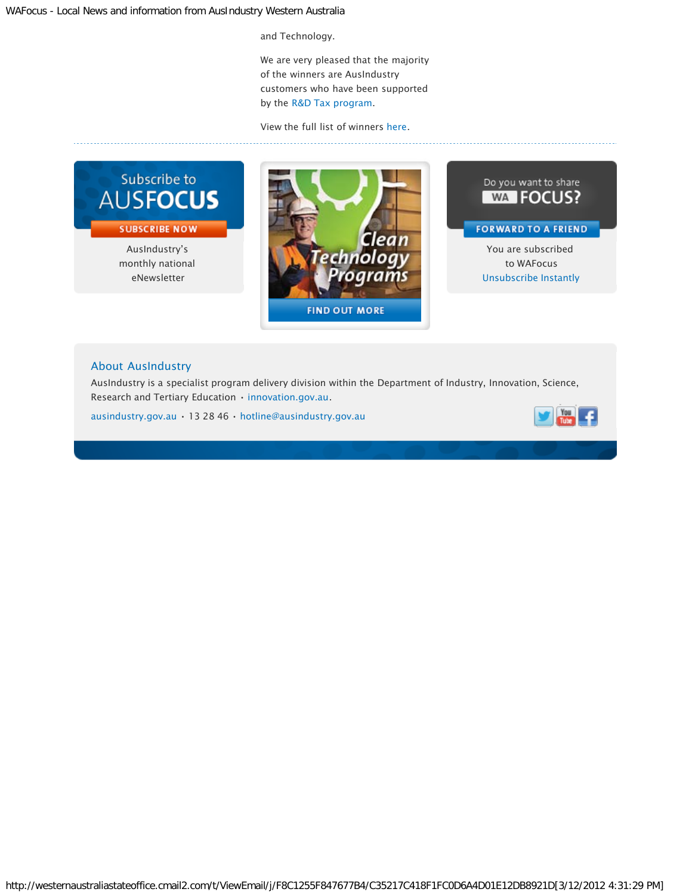and Technology.

We are very pleased that the majority of the winners are AusIndustry customers who have been supported by the R&D Tax program.

View the full list of winners here.

Subscribe to AUSFOCUS

SUBSCRIBE NOW

AusIndustry's monthly national eNewsletter

Clean Technology Programs

FIND OUT MORE

Do you want to share WA FOCUS?

FORWARD TO A FRIEND

You are subscribed to WAFocus

Unsubscribe Instantly

## About AusIndustry

AusIndustry is a specialist program delivery division within the Department of Industry, Innovation, Science, Research and Tertiary Education · innovation.gov.au.

ausindustry.gov.au · 13 28 46 · hotline@ausindustry.gov.au